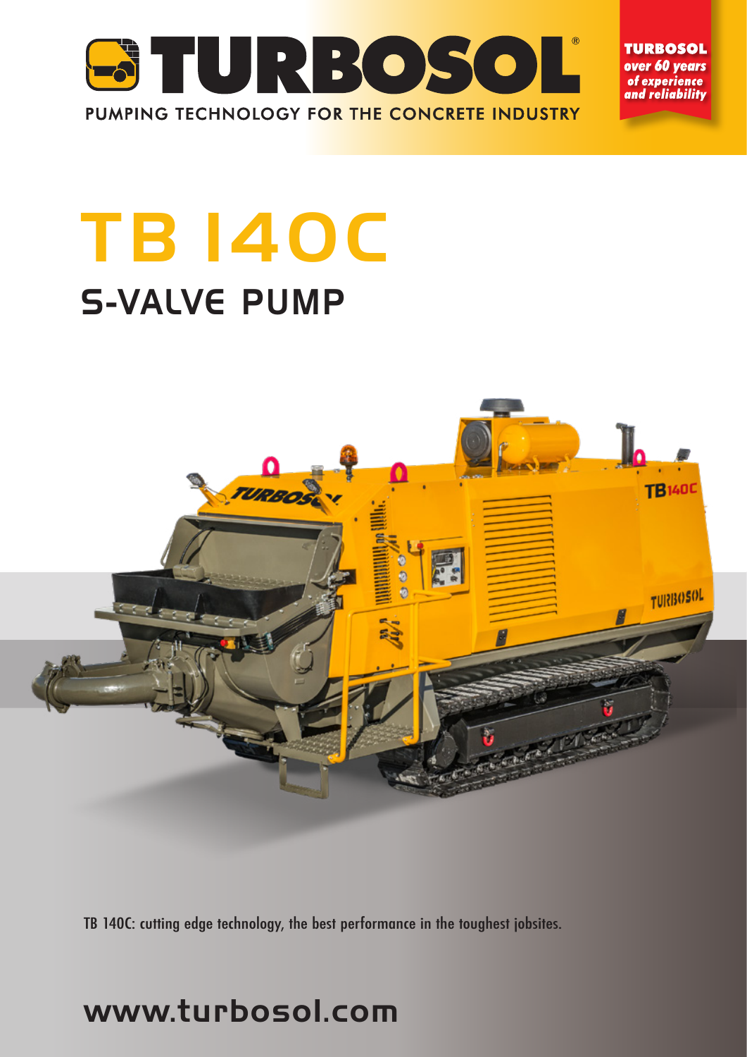# TURBOSOL®

PUMPING TECHNOLOGY FOR THE CONCRETE INDUSTRY

**TURBOSOL**
*over 60 years of experience and reliability*

# TB 140C

## S-VALVE PUMP

TB 140C: cutting edge technology, the best performance in the toughest jobsites.

**www.turbosol.com**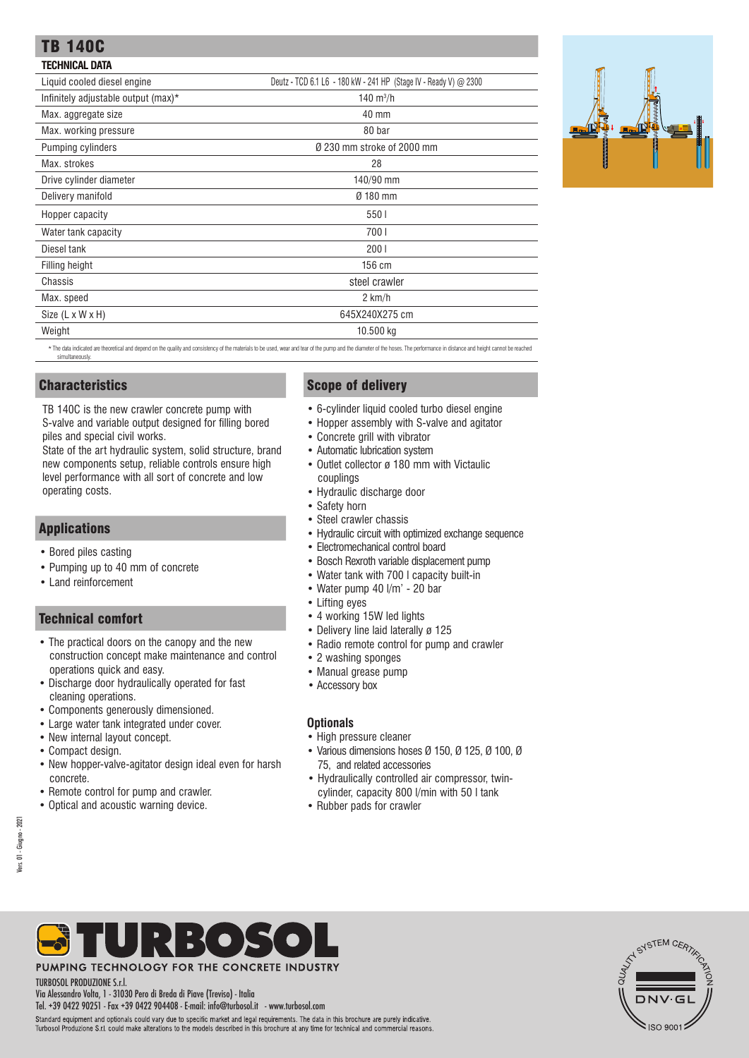# TB 140C

## TECHNICAL DATA

| | |
|---|---|
| Liquid cooled diesel engine | Deutz - TCD 6.1 L6 - 180 kW - 241 HP (Stage IV - Ready V) @ 2300 |
| Infinitely adjustable output (max)* | 140 m³/h |
| Max. aggregate size | 40 mm |
| Max. working pressure | 80 bar |
| Pumping cylinders | Ø 230 mm stroke of 2000 mm |
| Max. strokes | 28 |
| Drive cylinder diameter | 140/90 mm |
| Delivery manifold | Ø 180 mm |
| Hopper capacity | 550 l |
| Water tank capacity | 700 l |
| Diesel tank | 200 l |
| Filling height | 156 cm |
| Chassis | steel crawler |
| Max. speed | 2 km/h |
| Size (L x W x H) | 645X240X275 cm |
| Weight | 10.500 kg |

* The data indicated are theoretical and depend on the quality and consistency of the materials to be used, wear and tear of the pump and the diameter of the hoses. The performance in distance and height cannot be reached simultaneously.

## Characteristics

TB 140C is the new crawler concrete pump with S-valve and variable output designed for filling bored piles and special civil works.
State of the art hydraulic system, solid structure, brand new components setup, reliable controls ensure high level performance with all sort of concrete and low operating costs.

## Applications

- Bored piles casting
- Pumping up to 40 mm of concrete
- Land reinforcement

## Technical comfort

- The practical doors on the canopy and the new construction concept make maintenance and control operations quick and easy.
- Discharge door hydraulically operated for fast cleaning operations.
- Components generously dimensioned.
- Large water tank integrated under cover.
- New internal layout concept.
- Compact design.
- New hopper-valve-agitator design ideal even for harsh concrete.
- Remote control for pump and crawler.
- Optical and acoustic warning device.

## Scope of delivery

- 6-cylinder liquid cooled turbo diesel engine
- Hopper assembly with S-valve and agitator
- Concrete grill with vibrator
- Automatic lubrication system
- Outlet collector ø 180 mm with Victaulic couplings
- Hydraulic discharge door
- Safety horn
- Steel crawler chassis
- Hydraulic circuit with optimized exchange sequence
- Electromechanical control board
- Bosch Rexroth variable displacement pump
- Water tank with 700 l capacity built-in
- Water pump 40 l/m' - 20 bar
- Lifting eyes
- 4 working 15W led lights
- Delivery line laid laterally ø 125
- Radio remote control for pump and crawler
- 2 washing sponges
- Manual grease pump
- Accessory box

### Optionals

- High pressure cleaner
- Various dimensions hoses Ø 150, Ø 125, Ø 100, Ø 75, and related accessories
- Hydraulically controlled air compressor, twin-cylinder, capacity 800 l/min with 50 l tank
- Rubber pads for crawler

Vers. 01 - Giugno - 2021

TURBOSOL
PUMPING TECHNOLOGY FOR THE CONCRETE INDUSTRY

TURBOSOL PRODUZIONE S.r.l.
Via Alessandro Volta, 1 - 31030 Pero di Breda di Piave (Treviso) - Italia
Tel. +39 0422 90251 - Fax +39 0422 904408 - E-mail: info@turbosol.it - www.turbosol.com

Standard equipment and optionals could vary due to specific market and legal requirements. The data in this brochure are purely indicative.
Turbosol Produzione S.r.l. could make alterations to the models described in this brochure at any time for technical and commercial reasons.

QUALITY SYSTEM CERTIFICATION DNV·GL ISO 9001